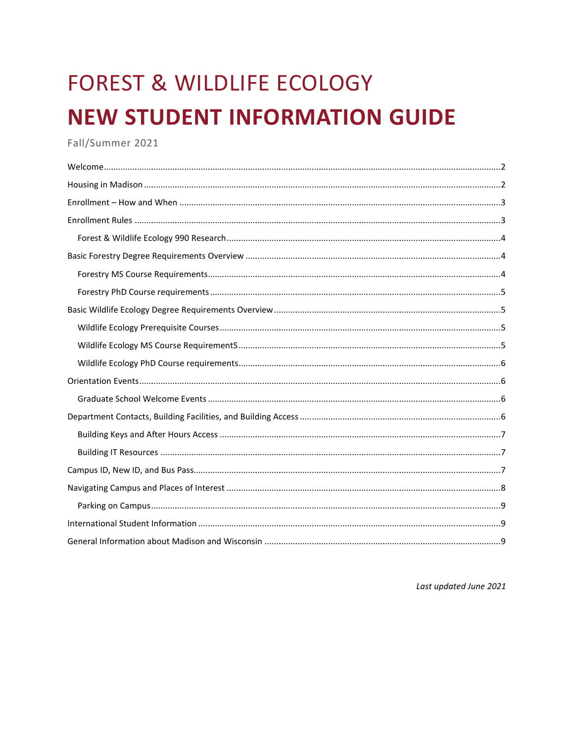# FOREST & WILDLIFE ECOLOGY

# NEW STUDENT INFORMATION GUIDE

Fall/Summer 2021

- Welcome ..... 2
- Housing in Madison ..... 2
- Enrollment – How and When ..... 3
- Enrollment Rules ..... 3
  - Forest & Wildlife Ecology 990 Research ..... 4
- Basic Forestry Degree Requirements Overview ..... 4
  - Forestry MS Course Requirements ..... 4
  - Forestry PhD Course requirements ..... 5
- Basic Wildlife Ecology Degree Requirements Overview ..... 5
  - Wildlife Ecology Prerequisite Courses ..... 5
  - Wildlife Ecology MS Course RequirementS ..... 5
  - Wildlife Ecology PhD Course requirements ..... 6
- Orientation Events ..... 6
  - Graduate School Welcome Events ..... 6
- Department Contacts, Building Facilities, and Building Access ..... 6
  - Building Keys and After Hours Access ..... 7
  - Building IT Resources ..... 7
- Campus ID, New ID, and Bus Pass ..... 7
- Navigating Campus and Places of Interest ..... 8
  - Parking on Campus ..... 9
- International Student Information ..... 9
- General Information about Madison and Wisconsin ..... 9

*Last updated June 2021*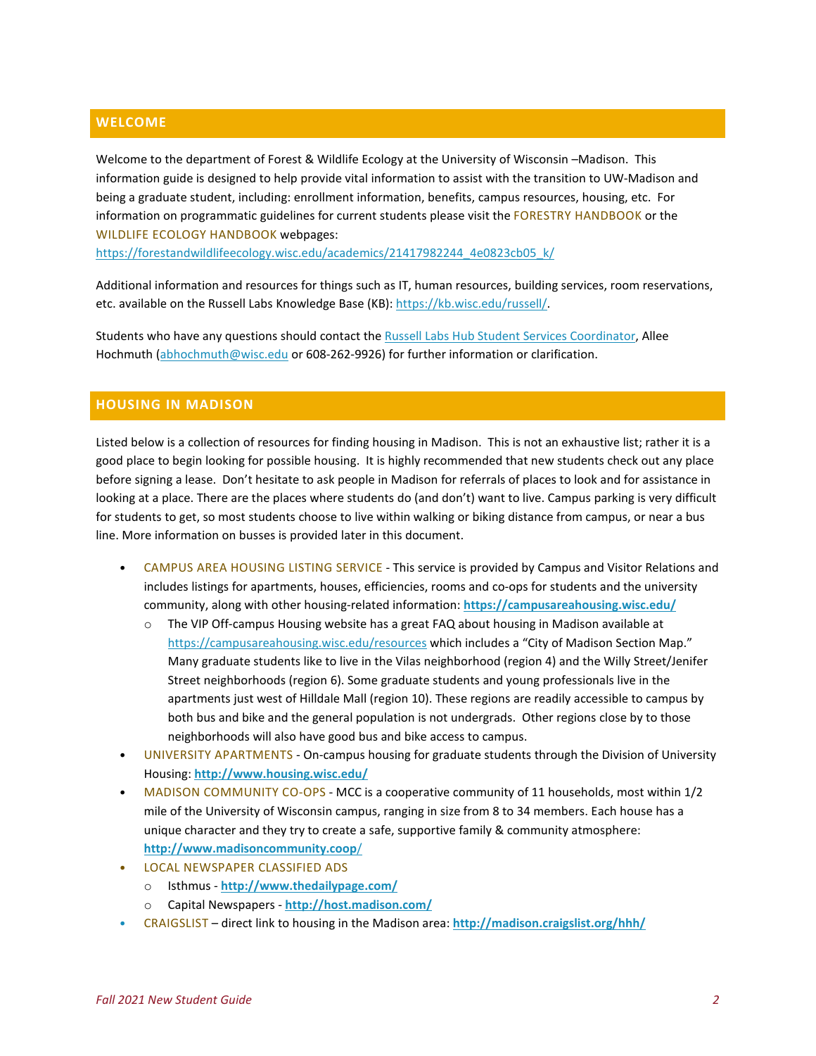## WELCOME

Welcome to the department of Forest & Wildlife Ecology at the University of Wisconsin –Madison. This information guide is designed to help provide vital information to assist with the transition to UW-Madison and being a graduate student, including: enrollment information, benefits, campus resources, housing, etc. For information on programmatic guidelines for current students please visit the FORESTRY HANDBOOK or the WILDLIFE ECOLOGY HANDBOOK webpages: https://forestandwildlifeecology.wisc.edu/academics/21417982244_4e0823cb05_k/

Additional information and resources for things such as IT, human resources, building services, room reservations, etc. available on the Russell Labs Knowledge Base (KB): https://kb.wisc.edu/russell/.

Students who have any questions should contact the Russell Labs Hub Student Services Coordinator, Allee Hochmuth (abhochmuth@wisc.edu or 608-262-9926) for further information or clarification.

## HOUSING IN MADISON

Listed below is a collection of resources for finding housing in Madison. This is not an exhaustive list; rather it is a good place to begin looking for possible housing. It is highly recommended that new students check out any place before signing a lease. Don't hesitate to ask people in Madison for referrals of places to look and for assistance in looking at a place. There are the places where students do (and don't) want to live. Campus parking is very difficult for students to get, so most students choose to live within walking or biking distance from campus, or near a bus line. More information on busses is provided later in this document.

- CAMPUS AREA HOUSING LISTING SERVICE - This service is provided by Campus and Visitor Relations and includes listings for apartments, houses, efficiencies, rooms and co-ops for students and the university community, along with other housing-related information: **https://campusareahousing.wisc.edu/**
  - The VIP Off-campus Housing website has a great FAQ about housing in Madison available at https://campusareahousing.wisc.edu/resources which includes a "City of Madison Section Map." Many graduate students like to live in the Vilas neighborhood (region 4) and the Willy Street/Jenifer Street neighborhoods (region 6). Some graduate students and young professionals live in the apartments just west of Hilldale Mall (region 10). These regions are readily accessible to campus by both bus and bike and the general population is not undergrads. Other regions close by to those neighborhoods will also have good bus and bike access to campus.
- UNIVERSITY APARTMENTS - On-campus housing for graduate students through the Division of University Housing: **http://www.housing.wisc.edu/**
- MADISON COMMUNITY CO-OPS - MCC is a cooperative community of 11 households, most within 1/2 mile of the University of Wisconsin campus, ranging in size from 8 to 34 members. Each house has a unique character and they try to create a safe, supportive family & community atmosphere: **http://www.madisoncommunity.coop/**
- LOCAL NEWSPAPER CLASSIFIED ADS
  - Isthmus - **http://www.thedailypage.com/**
  - Capital Newspapers - **http://host.madison.com/**
- CRAIGSLIST – direct link to housing in the Madison area: **http://madison.craigslist.org/hhh/**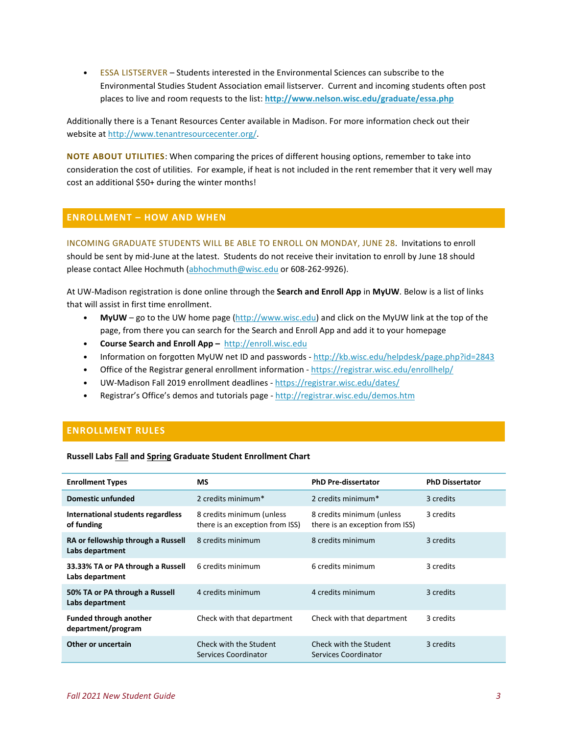- ESSA LISTSERVER – Students interested in the Environmental Sciences can subscribe to the Environmental Studies Student Association email listserver. Current and incoming students often post places to live and room requests to the list: **http://www.nelson.wisc.edu/graduate/essa.php**

Additionally there is a Tenant Resources Center available in Madison. For more information check out their website at http://www.tenantresourcecenter.org/.

**NOTE ABOUT UTILITIES**: When comparing the prices of different housing options, remember to take into consideration the cost of utilities. For example, if heat is not included in the rent remember that it very well may cost an additional $50+ during the winter months!

## ENROLLMENT – HOW AND WHEN

INCOMING GRADUATE STUDENTS WILL BE ABLE TO ENROLL ON MONDAY, JUNE 28. Invitations to enroll should be sent by mid-June at the latest. Students do not receive their invitation to enroll by June 18 should please contact Allee Hochmuth (abhochmuth@wisc.edu or 608-262-9926).

At UW-Madison registration is done online through the **Search and Enroll App** in **MyUW**. Below is a list of links that will assist in first time enrollment.

- **MyUW** – go to the UW home page (http://www.wisc.edu) and click on the MyUW link at the top of the page, from there you can search for the Search and Enroll App and add it to your homepage
- **Course Search and Enroll App –** http://enroll.wisc.edu
- Information on forgotten MyUW net ID and passwords - http://kb.wisc.edu/helpdesk/page.php?id=2843
- Office of the Registrar general enrollment information - https://registrar.wisc.edu/enrollhelp/
- UW-Madison Fall 2019 enrollment deadlines - https://registrar.wisc.edu/dates/
- Registrar's Office's demos and tutorials page - http://registrar.wisc.edu/demos.htm

## ENROLLMENT RULES

**Russell Labs Fall and Spring Graduate Student Enrollment Chart**

| Enrollment Types | MS | PhD Pre-dissertator | PhD Dissertator |
|---|---|---|---|
| **Domestic unfunded** | 2 credits minimum* | 2 credits minimum* | 3 credits |
| **International students regardless of funding** | 8 credits minimum (unless there is an exception from ISS) | 8 credits minimum (unless there is an exception from ISS) | 3 credits |
| **RA or fellowship through a Russell Labs department** | 8 credits minimum | 8 credits minimum | 3 credits |
| **33.33% TA or PA through a Russell Labs department** | 6 credits minimum | 6 credits minimum | 3 credits |
| **50% TA or PA through a Russell Labs department** | 4 credits minimum | 4 credits minimum | 3 credits |
| **Funded through another department/program** | Check with that department | Check with that department | 3 credits |
| **Other or uncertain** | Check with the Student Services Coordinator | Check with the Student Services Coordinator | 3 credits |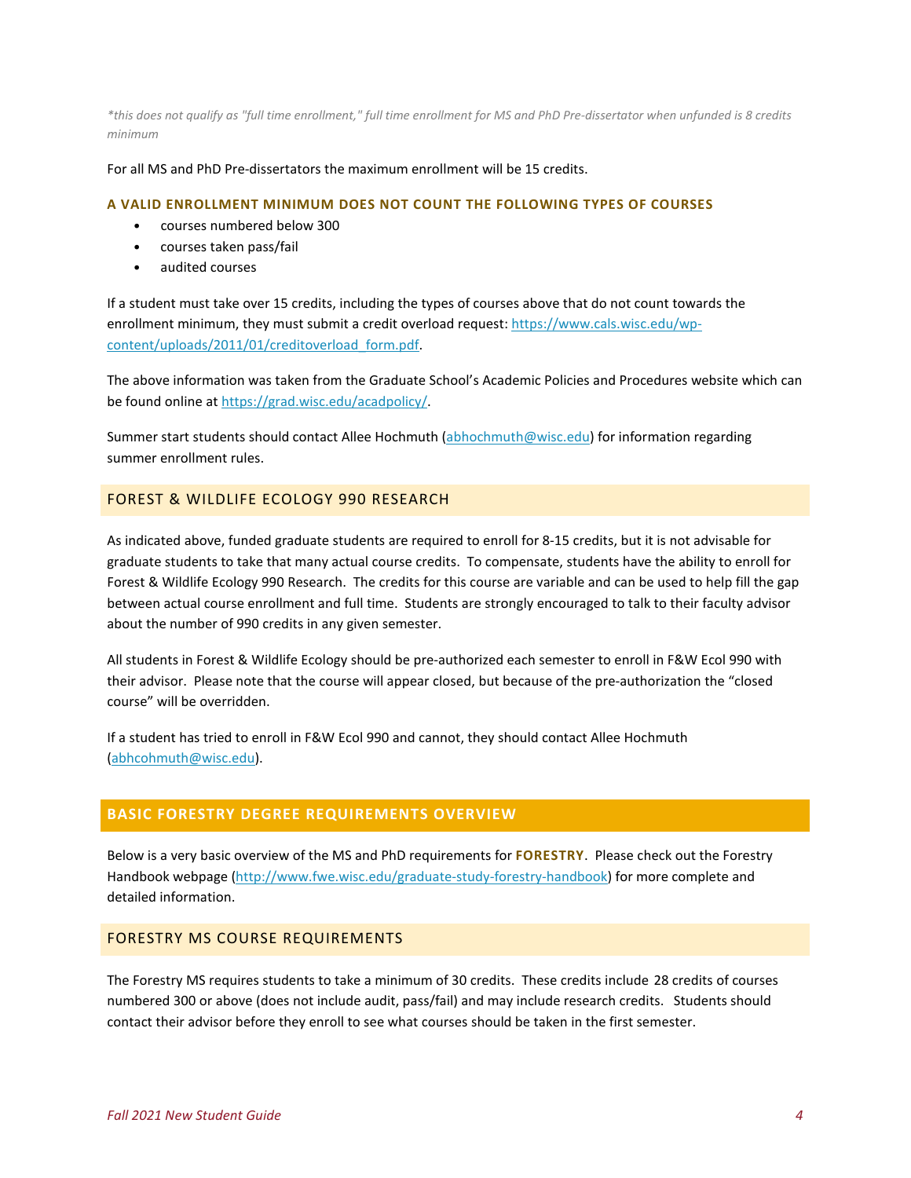*\*this does not qualify as "full time enrollment," full time enrollment for MS and PhD Pre-dissertator when unfunded is 8 credits minimum*

For all MS and PhD Pre-dissertators the maximum enrollment will be 15 credits.

#### A VALID ENROLLMENT MINIMUM DOES NOT COUNT THE FOLLOWING TYPES OF COURSES

- courses numbered below 300
- courses taken pass/fail
- audited courses

If a student must take over 15 credits, including the types of courses above that do not count towards the enrollment minimum, they must submit a credit overload request: https://www.cals.wisc.edu/wp-content/uploads/2011/01/creditoverload_form.pdf.

The above information was taken from the Graduate School's Academic Policies and Procedures website which can be found online at https://grad.wisc.edu/acadpolicy/.

Summer start students should contact Allee Hochmuth (abhochmuth@wisc.edu) for information regarding summer enrollment rules.

### FOREST & WILDLIFE ECOLOGY 990 RESEARCH

As indicated above, funded graduate students are required to enroll for 8-15 credits, but it is not advisable for graduate students to take that many actual course credits. To compensate, students have the ability to enroll for Forest & Wildlife Ecology 990 Research. The credits for this course are variable and can be used to help fill the gap between actual course enrollment and full time. Students are strongly encouraged to talk to their faculty advisor about the number of 990 credits in any given semester.

All students in Forest & Wildlife Ecology should be pre-authorized each semester to enroll in F&W Ecol 990 with their advisor. Please note that the course will appear closed, but because of the pre-authorization the "closed course" will be overridden.

If a student has tried to enroll in F&W Ecol 990 and cannot, they should contact Allee Hochmuth (abhcohmuth@wisc.edu).

## BASIC FORESTRY DEGREE REQUIREMENTS OVERVIEW

Below is a very basic overview of the MS and PhD requirements for **FORESTRY**. Please check out the Forestry Handbook webpage (http://www.fwe.wisc.edu/graduate-study-forestry-handbook) for more complete and detailed information.

### FORESTRY MS COURSE REQUIREMENTS

The Forestry MS requires students to take a minimum of 30 credits. These credits include 28 credits of courses numbered 300 or above (does not include audit, pass/fail) and may include research credits. Students should contact their advisor before they enroll to see what courses should be taken in the first semester.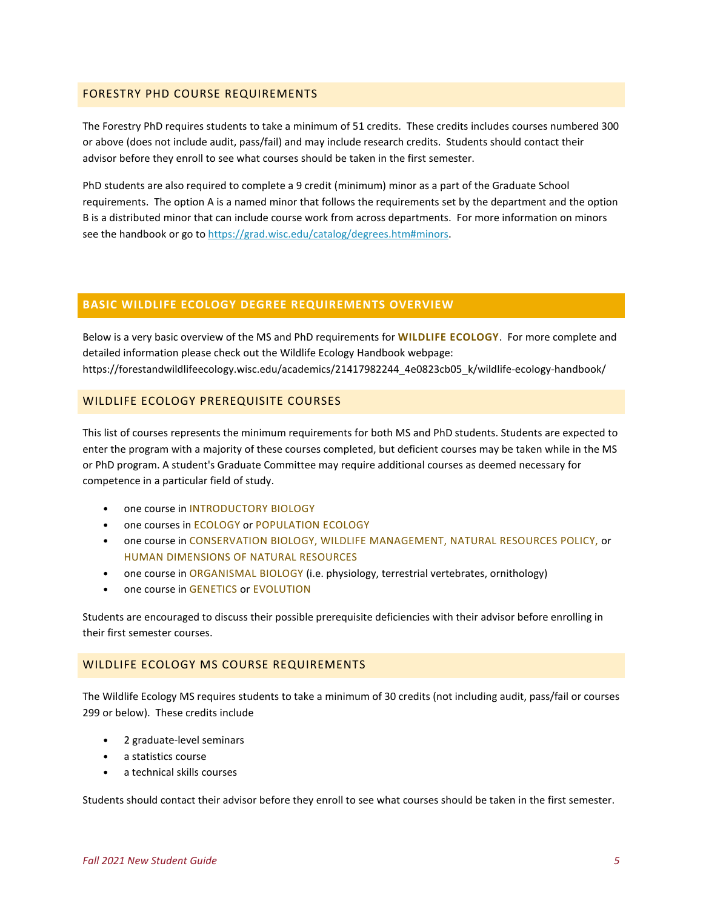## FORESTRY PHD COURSE REQUIREMENTS

The Forestry PhD requires students to take a minimum of 51 credits. These credits includes courses numbered 300 or above (does not include audit, pass/fail) and may include research credits. Students should contact their advisor before they enroll to see what courses should be taken in the first semester.

PhD students are also required to complete a 9 credit (minimum) minor as a part of the Graduate School requirements. The option A is a named minor that follows the requirements set by the department and the option B is a distributed minor that can include course work from across departments. For more information on minors see the handbook or go to [https://grad.wisc.edu/catalog/degrees.htm#minors](https://grad.wisc.edu/catalog/degrees.htm#minors).

# BASIC WILDLIFE ECOLOGY DEGREE REQUIREMENTS OVERVIEW

Below is a very basic overview of the MS and PhD requirements for **WILDLIFE ECOLOGY**. For more complete and detailed information please check out the Wildlife Ecology Handbook webpage: https://forestandwildlifeecology.wisc.edu/academics/21417982244_4e0823cb05_k/wildlife-ecology-handbook/

## WILDLIFE ECOLOGY PREREQUISITE COURSES

This list of courses represents the minimum requirements for both MS and PhD students. Students are expected to enter the program with a majority of these courses completed, but deficient courses may be taken while in the MS or PhD program. A student's Graduate Committee may require additional courses as deemed necessary for competence in a particular field of study.

- one course in INTRODUCTORY BIOLOGY
- one courses in ECOLOGY or POPULATION ECOLOGY
- one course in CONSERVATION BIOLOGY, WILDLIFE MANAGEMENT, NATURAL RESOURCES POLICY, or HUMAN DIMENSIONS OF NATURAL RESOURCES
- one course in ORGANISMAL BIOLOGY (i.e. physiology, terrestrial vertebrates, ornithology)
- one course in GENETICS or EVOLUTION

Students are encouraged to discuss their possible prerequisite deficiencies with their advisor before enrolling in their first semester courses.

## WILDLIFE ECOLOGY MS COURSE REQUIREMENTS

The Wildlife Ecology MS requires students to take a minimum of 30 credits (not including audit, pass/fail or courses 299 or below). These credits include

- 2 graduate-level seminars
- a statistics course
- a technical skills courses

Students should contact their advisor before they enroll to see what courses should be taken in the first semester.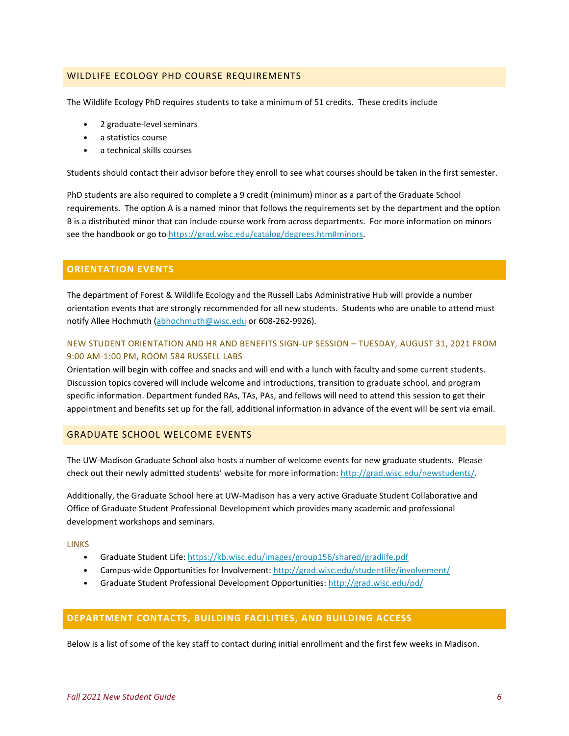## WILDLIFE ECOLOGY PHD COURSE REQUIREMENTS

The Wildlife Ecology PhD requires students to take a minimum of 51 credits. These credits include

- 2 graduate-level seminars
- a statistics course
- a technical skills courses

Students should contact their advisor before they enroll to see what courses should be taken in the first semester.

PhD students are also required to complete a 9 credit (minimum) minor as a part of the Graduate School requirements. The option A is a named minor that follows the requirements set by the department and the option B is a distributed minor that can include course work from across departments. For more information on minors see the handbook or go to https://grad.wisc.edu/catalog/degrees.htm#minors.

## ORIENTATION EVENTS

The department of Forest & Wildlife Ecology and the Russell Labs Administrative Hub will provide a number orientation events that are strongly recommended for all new students. Students who are unable to attend must notify Allee Hochmuth (abhochmuth@wisc.edu or 608-262-9926).

### NEW STUDENT ORIENTATION AND HR AND BENEFITS SIGN-UP SESSION – TUESDAY, AUGUST 31, 2021 FROM 9:00 AM-1:00 PM, ROOM 584 RUSSELL LABS

Orientation will begin with coffee and snacks and will end with a lunch with faculty and some current students. Discussion topics covered will include welcome and introductions, transition to graduate school, and program specific information. Department funded RAs, TAs, PAs, and fellows will need to attend this session to get their appointment and benefits set up for the fall, additional information in advance of the event will be sent via email.

## GRADUATE SCHOOL WELCOME EVENTS

The UW-Madison Graduate School also hosts a number of welcome events for new graduate students. Please check out their newly admitted students' website for more information: http://grad.wisc.edu/newstudents/.

Additionally, the Graduate School here at UW-Madison has a very active Graduate Student Collaborative and Office of Graduate Student Professional Development which provides many academic and professional development workshops and seminars.

### LINKS

- Graduate Student Life: https://kb.wisc.edu/images/group156/shared/gradlife.pdf
- Campus-wide Opportunities for Involvement: http://grad.wisc.edu/studentlife/involvement/
- Graduate Student Professional Development Opportunities: http://grad.wisc.edu/pd/

## DEPARTMENT CONTACTS, BUILDING FACILITIES, AND BUILDING ACCESS

Below is a list of some of the key staff to contact during initial enrollment and the first few weeks in Madison.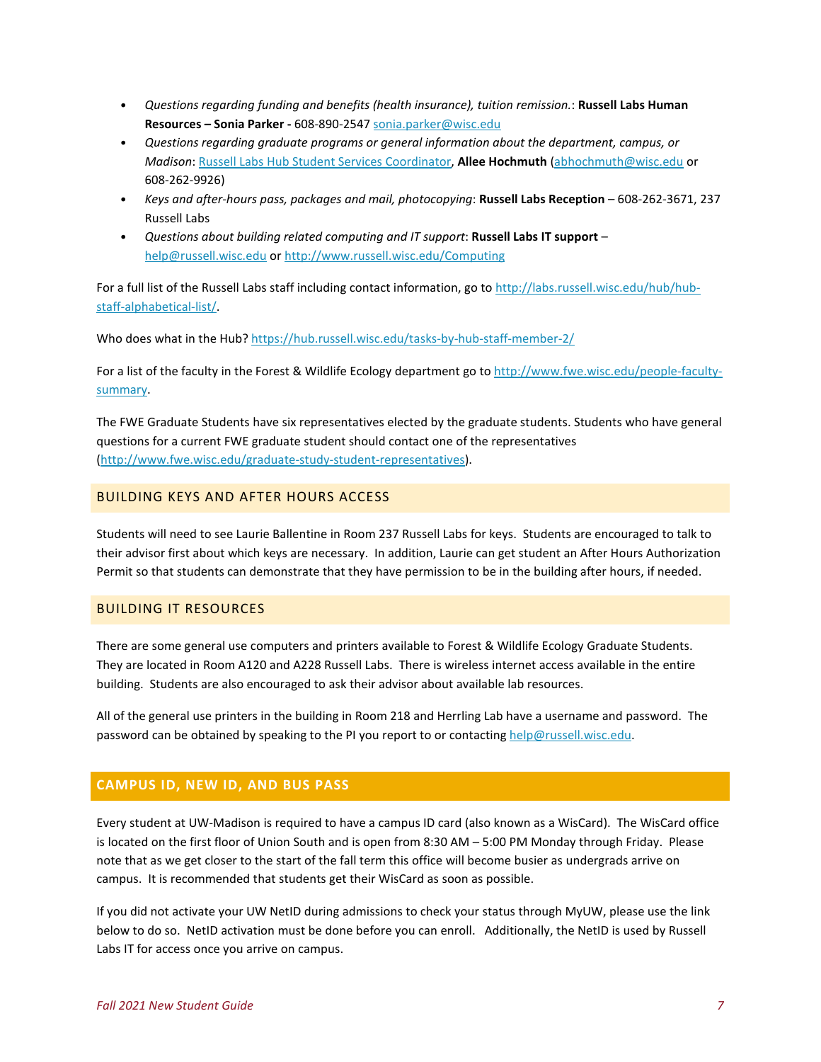- *Questions regarding funding and benefits (health insurance), tuition remission.*: **Russell Labs Human Resources – Sonia Parker -** 608-890-2547 [sonia.parker@wisc.edu](mailto:sonia.parker@wisc.edu)
- *Questions regarding graduate programs or general information about the department, campus, or Madison*: [Russell Labs Hub Student Services Coordinator](#), **Allee Hochmuth** ([abhochmuth@wisc.edu](mailto:abhochmuth@wisc.edu) or 608-262-9926)
- *Keys and after-hours pass, packages and mail, photocopying*: **Russell Labs Reception** – 608-262-3671, 237 Russell Labs
- *Questions about building related computing and IT support*: **Russell Labs IT support** – [help@russell.wisc.edu](mailto:help@russell.wisc.edu) or [http://www.russell.wisc.edu/Computing](http://www.russell.wisc.edu/Computing)

For a full list of the Russell Labs staff including contact information, go to [http://labs.russell.wisc.edu/hub/hub-staff-alphabetical-list/](http://labs.russell.wisc.edu/hub/hub-staff-alphabetical-list/).

Who does what in the Hub? [https://hub.russell.wisc.edu/tasks-by-hub-staff-member-2/](https://hub.russell.wisc.edu/tasks-by-hub-staff-member-2/)

For a list of the faculty in the Forest & Wildlife Ecology department go to [http://www.fwe.wisc.edu/people-faculty-summary](http://www.fwe.wisc.edu/people-faculty-summary).

The FWE Graduate Students have six representatives elected by the graduate students. Students who have general questions for a current FWE graduate student should contact one of the representatives ([http://www.fwe.wisc.edu/graduate-study-student-representatives](http://www.fwe.wisc.edu/graduate-study-student-representatives)).

### BUILDING KEYS AND AFTER HOURS ACCESS

Students will need to see Laurie Ballentine in Room 237 Russell Labs for keys. Students are encouraged to talk to their advisor first about which keys are necessary. In addition, Laurie can get student an After Hours Authorization Permit so that students can demonstrate that they have permission to be in the building after hours, if needed.

### BUILDING IT RESOURCES

There are some general use computers and printers available to Forest & Wildlife Ecology Graduate Students. They are located in Room A120 and A228 Russell Labs. There is wireless internet access available in the entire building. Students are also encouraged to ask their advisor about available lab resources.

All of the general use printers in the building in Room 218 and Herrling Lab have a username and password. The password can be obtained by speaking to the PI you report to or contacting [help@russell.wisc.edu](mailto:help@russell.wisc.edu).

## CAMPUS ID, NEW ID, AND BUS PASS

Every student at UW-Madison is required to have a campus ID card (also known as a WisCard). The WisCard office is located on the first floor of Union South and is open from 8:30 AM – 5:00 PM Monday through Friday. Please note that as we get closer to the start of the fall term this office will become busier as undergrads arrive on campus. It is recommended that students get their WisCard as soon as possible.

If you did not activate your UW NetID during admissions to check your status through MyUW, please use the link below to do so. NetID activation must be done before you can enroll. Additionally, the NetID is used by Russell Labs IT for access once you arrive on campus.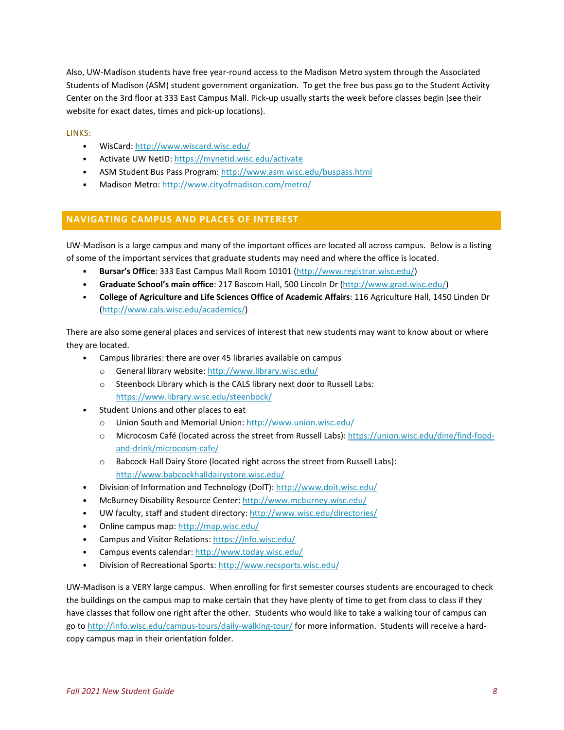Also, UW-Madison students have free year-round access to the Madison Metro system through the Associated Students of Madison (ASM) student government organization. To get the free bus pass go to the Student Activity Center on the 3rd floor at 333 East Campus Mall. Pick-up usually starts the week before classes begin (see their website for exact dates, times and pick-up locations).

LINKS:

- WisCard: http://www.wiscard.wisc.edu/
- Activate UW NetID: https://mynetid.wisc.edu/activate
- ASM Student Bus Pass Program: http://www.asm.wisc.edu/buspass.html
- Madison Metro: http://www.cityofmadison.com/metro/

## NAVIGATING CAMPUS AND PLACES OF INTEREST

UW-Madison is a large campus and many of the important offices are located all across campus. Below is a listing of some of the important services that graduate students may need and where the office is located.

- **Bursar's Office**: 333 East Campus Mall Room 10101 (http://www.registrar.wisc.edu/)
- **Graduate School's main office**: 217 Bascom Hall, 500 Lincoln Dr (http://www.grad.wisc.edu/)
- **College of Agriculture and Life Sciences Office of Academic Affairs**: 116 Agriculture Hall, 1450 Linden Dr (http://www.cals.wisc.edu/academics/)

There are also some general places and services of interest that new students may want to know about or where they are located.

- Campus libraries: there are over 45 libraries available on campus
  - General library website: http://www.library.wisc.edu/
  - Steenbock Library which is the CALS library next door to Russell Labs: https://www.library.wisc.edu/steenbock/
- Student Unions and other places to eat
  - Union South and Memorial Union: http://www.union.wisc.edu/
  - Microcosm Café (located across the street from Russell Labs): https://union.wisc.edu/dine/find-food-and-drink/microcosm-cafe/
  - Babcock Hall Dairy Store (located right across the street from Russell Labs): http://www.babcockhalldairystore.wisc.edu/
- Division of Information and Technology (DoIT): http://www.doit.wisc.edu/
- McBurney Disability Resource Center: http://www.mcburney.wisc.edu/
- UW faculty, staff and student directory: http://www.wisc.edu/directories/
- Online campus map: http://map.wisc.edu/
- Campus and Visitor Relations: https://info.wisc.edu/
- Campus events calendar: http://www.today.wisc.edu/
- Division of Recreational Sports: http://www.recsports.wisc.edu/

UW-Madison is a VERY large campus. When enrolling for first semester courses students are encouraged to check the buildings on the campus map to make certain that they have plenty of time to get from class to class if they have classes that follow one right after the other. Students who would like to take a walking tour of campus can go to http://info.wisc.edu/campus-tours/daily-walking-tour/ for more information. Students will receive a hard-copy campus map in their orientation folder.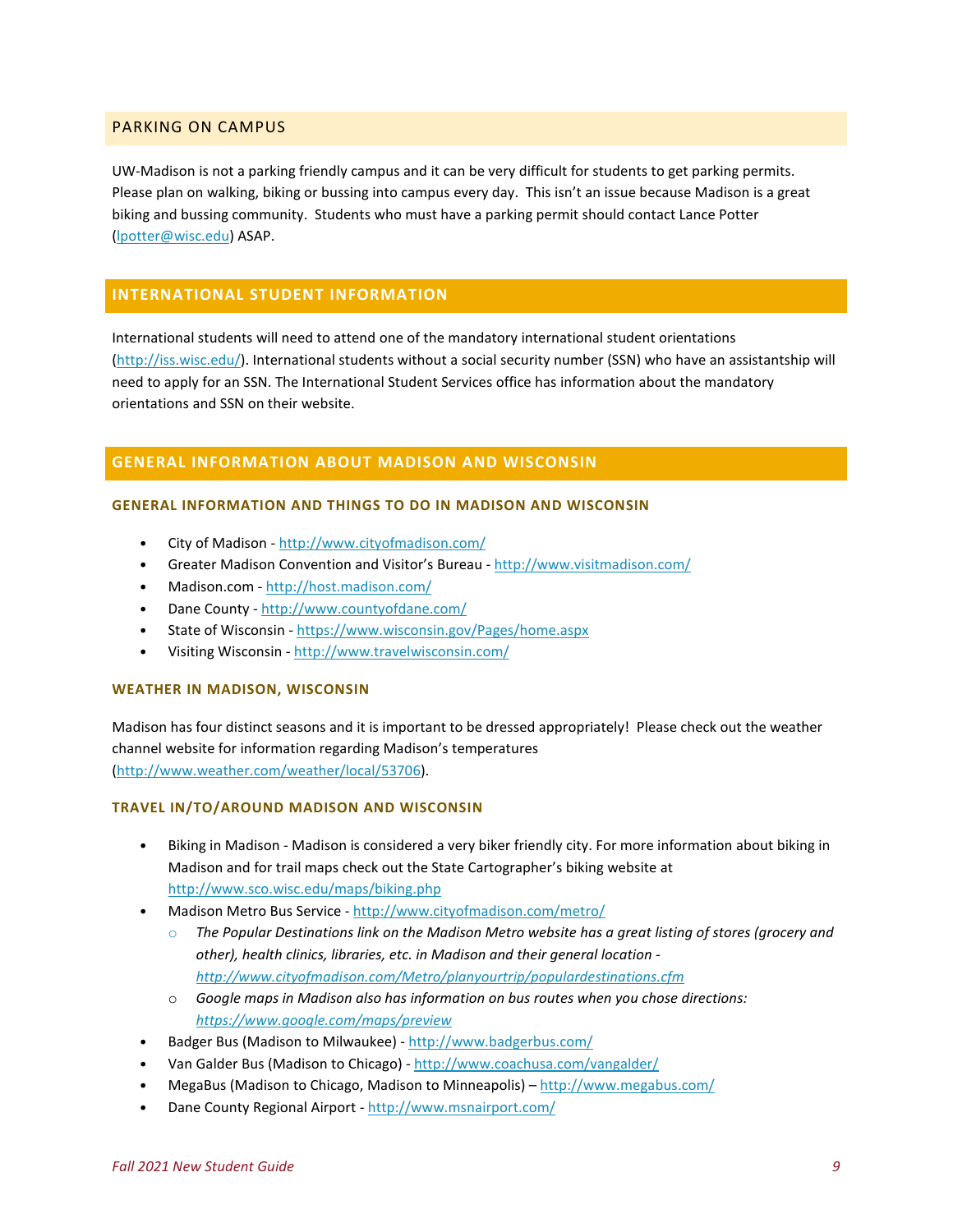## PARKING ON CAMPUS

UW-Madison is not a parking friendly campus and it can be very difficult for students to get parking permits. Please plan on walking, biking or bussing into campus every day. This isn't an issue because Madison is a great biking and bussing community. Students who must have a parking permit should contact Lance Potter (lpotter@wisc.edu) ASAP.

## INTERNATIONAL STUDENT INFORMATION

International students will need to attend one of the mandatory international student orientations (http://iss.wisc.edu/). International students without a social security number (SSN) who have an assistantship will need to apply for an SSN. The International Student Services office has information about the mandatory orientations and SSN on their website.

## GENERAL INFORMATION ABOUT MADISON AND WISCONSIN

### GENERAL INFORMATION AND THINGS TO DO IN MADISON AND WISCONSIN

- City of Madison - http://www.cityofmadison.com/
- Greater Madison Convention and Visitor's Bureau - http://www.visitmadison.com/
- Madison.com - http://host.madison.com/
- Dane County - http://www.countyofdane.com/
- State of Wisconsin - https://www.wisconsin.gov/Pages/home.aspx
- Visiting Wisconsin - http://www.travelwisconsin.com/

### WEATHER IN MADISON, WISCONSIN

Madison has four distinct seasons and it is important to be dressed appropriately! Please check out the weather channel website for information regarding Madison's temperatures (http://www.weather.com/weather/local/53706).

### TRAVEL IN/TO/AROUND MADISON AND WISCONSIN

- Biking in Madison - Madison is considered a very biker friendly city. For more information about biking in Madison and for trail maps check out the State Cartographer's biking website at http://www.sco.wisc.edu/maps/biking.php
- Madison Metro Bus Service - http://www.cityofmadison.com/metro/
  - *The Popular Destinations link on the Madison Metro website has a great listing of stores (grocery and other), health clinics, libraries, etc. in Madison and their general location - http://www.cityofmadison.com/Metro/planyourtrip/populardestinations.cfm*
  - *Google maps in Madison also has information on bus routes when you chose directions: https://www.google.com/maps/preview*
- Badger Bus (Madison to Milwaukee) - http://www.badgerbus.com/
- Van Galder Bus (Madison to Chicago) - http://www.coachusa.com/vangalder/
- MegaBus (Madison to Chicago, Madison to Minneapolis) – http://www.megabus.com/
- Dane County Regional Airport - http://www.msnairport.com/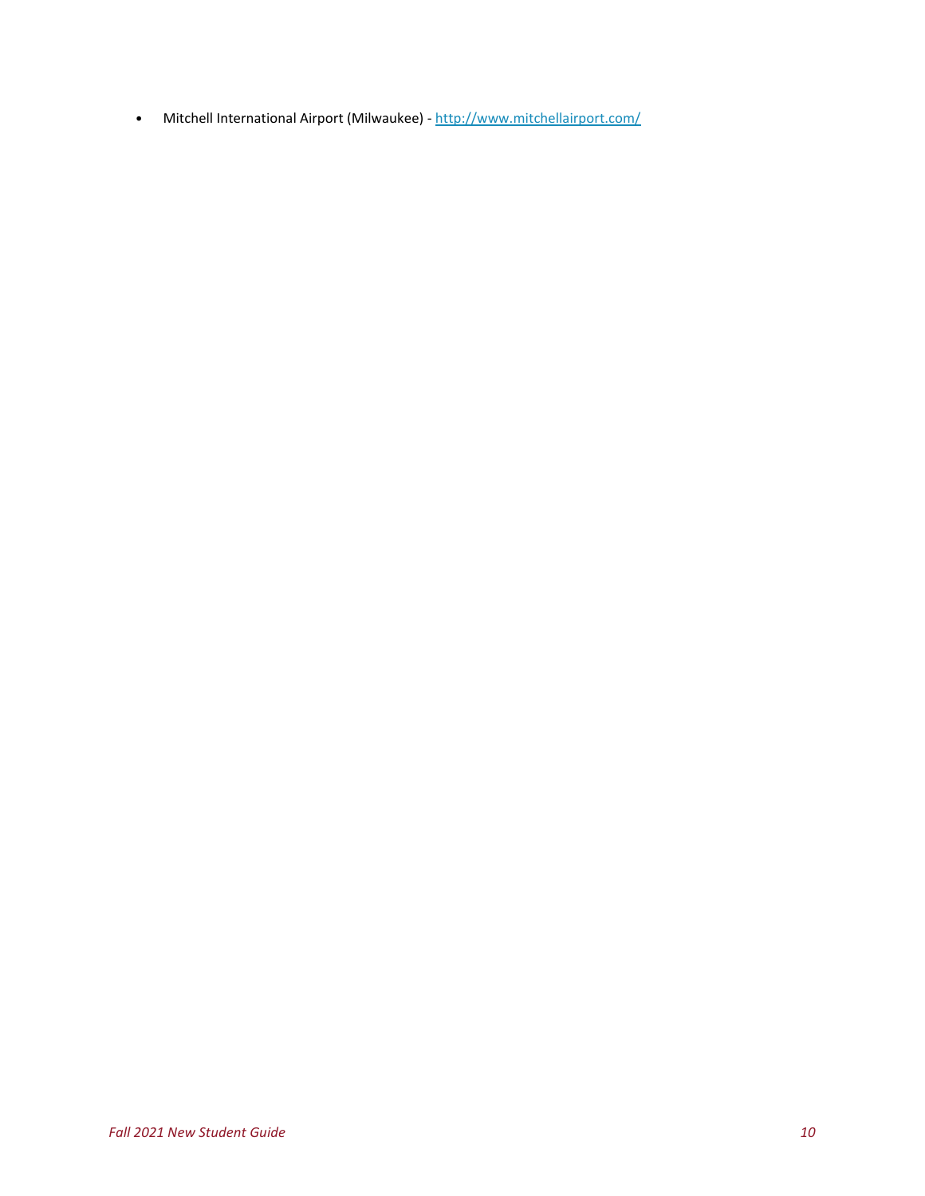- Mitchell International Airport (Milwaukee) - http://www.mitchellairport.com/